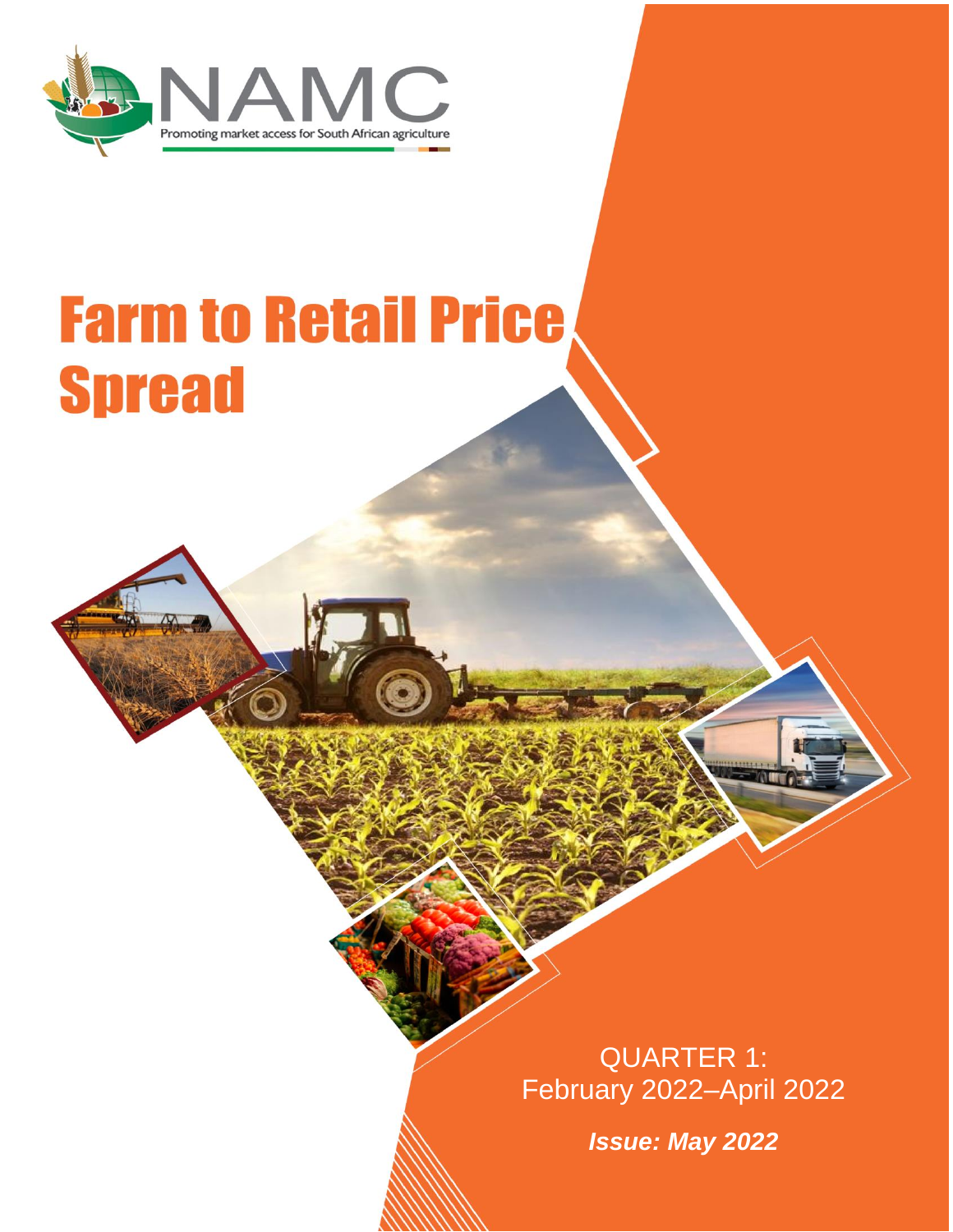NAMC

Promoting market access for South African agriculture

# Farm to Retail Price Spread

QUARTER 1:
February 2022–April 2022

***Issue: May 2022***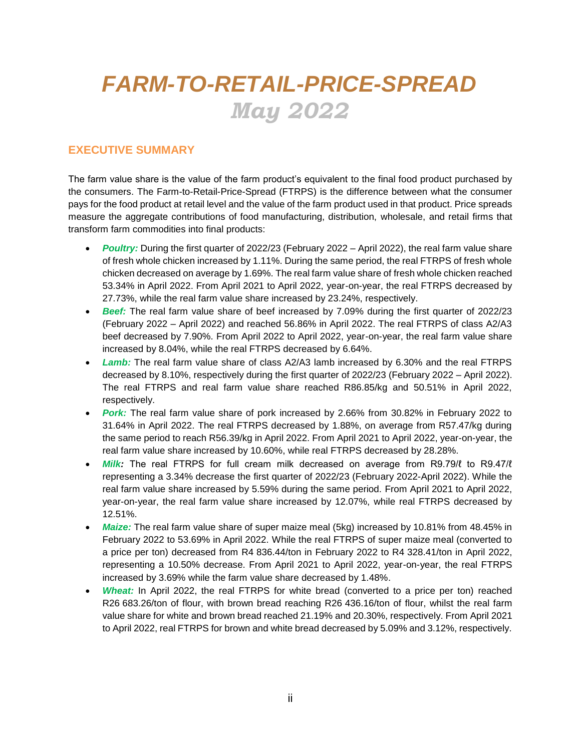# *FARM-TO-RETAIL-PRICE-SPREAD*
## *May 2022*

## EXECUTIVE SUMMARY

The farm value share is the value of the farm product's equivalent to the final food product purchased by the consumers. The Farm-to-Retail-Price-Spread (FTRPS) is the difference between what the consumer pays for the food product at retail level and the value of the farm product used in that product. Price spreads measure the aggregate contributions of food manufacturing, distribution, wholesale, and retail firms that transform farm commodities into final products:

- ***Poultry:*** During the first quarter of 2022/23 (February 2022 – April 2022), the real farm value share of fresh whole chicken increased by 1.11%. During the same period, the real FTRPS of fresh whole chicken decreased on average by 1.69%. The real farm value share of fresh whole chicken reached 53.34% in April 2022. From April 2021 to April 2022, year-on-year, the real FTRPS decreased by 27.73%, while the real farm value share increased by 23.24%, respectively.
- ***Beef:*** The real farm value share of beef increased by 7.09% during the first quarter of 2022/23 (February 2022 – April 2022) and reached 56.86% in April 2022. The real FTRPS of class A2/A3 beef decreased by 7.90%. From April 2022 to April 2022, year-on-year, the real farm value share increased by 8.04%, while the real FTRPS decreased by 6.64%.
- ***Lamb:*** The real farm value share of class A2/A3 lamb increased by 6.30% and the real FTRPS decreased by 8.10%, respectively during the first quarter of 2022/23 (February 2022 – April 2022). The real FTRPS and real farm value share reached R86.85/kg and 50.51% in April 2022, respectively.
- ***Pork:*** The real farm value share of pork increased by 2.66% from 30.82% in February 2022 to 31.64% in April 2022. The real FTRPS decreased by 1.88%, on average from R57.47/kg during the same period to reach R56.39/kg in April 2022. From April 2021 to April 2022, year-on-year, the real farm value share increased by 10.60%, while real FTRPS decreased by 28.28%.
- ***Milk:*** The real FTRPS for full cream milk decreased on average from R9.79/ℓ to R9.47/ℓ representing a 3.34% decrease the first quarter of 2022/23 (February 2022-April 2022). While the real farm value share increased by 5.59% during the same period. From April 2021 to April 2022, year-on-year, the real farm value share increased by 12.07%, while real FTRPS decreased by 12.51%.
- ***Maize:*** The real farm value share of super maize meal (5kg) increased by 10.81% from 48.45% in February 2022 to 53.69% in April 2022. While the real FTRPS of super maize meal (converted to a price per ton) decreased from R4 836.44/ton in February 2022 to R4 328.41/ton in April 2022, representing a 10.50% decrease. From April 2021 to April 2022, year-on-year, the real FTRPS increased by 3.69% while the farm value share decreased by 1.48%.
- ***Wheat:*** In April 2022, the real FTRPS for white bread (converted to a price per ton) reached R26 683.26/ton of flour, with brown bread reaching R26 436.16/ton of flour, whilst the real farm value share for white and brown bread reached 21.19% and 20.30%, respectively. From April 2021 to April 2022, real FTRPS for brown and white bread decreased by 5.09% and 3.12%, respectively.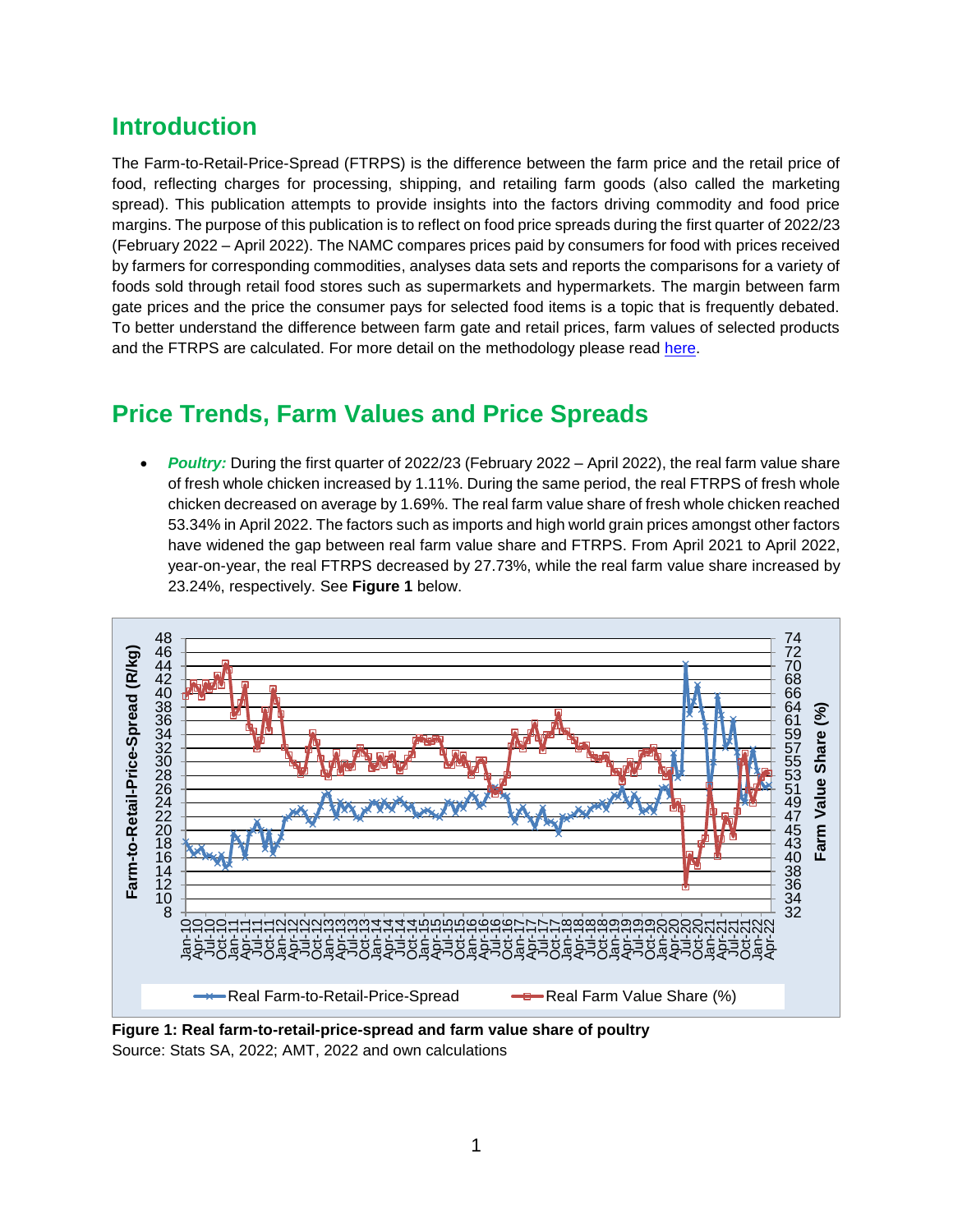## Introduction

The Farm-to-Retail-Price-Spread (FTRPS) is the difference between the farm price and the retail price of food, reflecting charges for processing, shipping, and retailing farm goods (also called the marketing spread). This publication attempts to provide insights into the factors driving commodity and food price margins. The purpose of this publication is to reflect on food price spreads during the first quarter of 2022/23 (February 2022 – April 2022). The NAMC compares prices paid by consumers for food with prices received by farmers for corresponding commodities, analyses data sets and reports the comparisons for a variety of foods sold through retail food stores such as supermarkets and hypermarkets. The margin between farm gate prices and the price the consumer pays for selected food items is a topic that is frequently debated. To better understand the difference between farm gate and retail prices, farm values of selected products and the FTRPS are calculated. For more detail on the methodology please read here.

## Price Trends, Farm Values and Price Spreads

- ***Poultry:*** During the first quarter of 2022/23 (February 2022 – April 2022), the real farm value share of fresh whole chicken increased by 1.11%. During the same period, the real FTRPS of fresh whole chicken decreased on average by 1.69%. The real farm value share of fresh whole chicken reached 53.34% in April 2022. The factors such as imports and high world grain prices amongst other factors have widened the gap between real farm value share and FTRPS. From April 2021 to April 2022, year-on-year, the real FTRPS decreased by 27.73%, while the real farm value share increased by 23.24%, respectively. See **Figure 1** below.

**Figure 1: Real farm-to-retail-price-spread and farm value share of poultry**
Source: Stats SA, 2022; AMT, 2022 and own calculations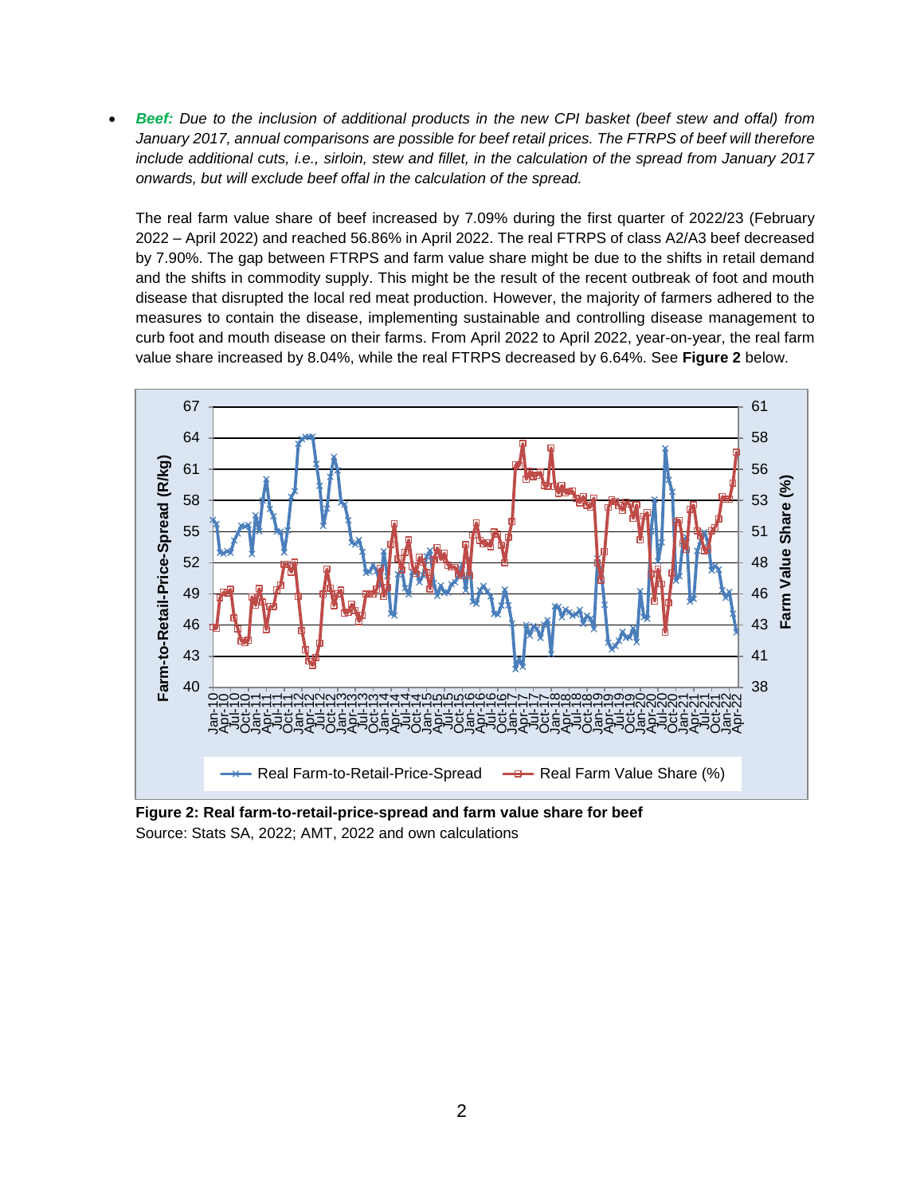- ***Beef:*** *Due to the inclusion of additional products in the new CPI basket (beef stew and offal) from January 2017, annual comparisons are possible for beef retail prices. The FTRPS of beef will therefore include additional cuts, i.e., sirloin, stew and fillet, in the calculation of the spread from January 2017 onwards, but will exclude beef offal in the calculation of the spread.*

  The real farm value share of beef increased by 7.09% during the first quarter of 2022/23 (February 2022 – April 2022) and reached 56.86% in April 2022. The real FTRPS of class A2/A3 beef decreased by 7.90%. The gap between FTRPS and farm value share might be due to the shifts in retail demand and the shifts in commodity supply. This might be the result of the recent outbreak of foot and mouth disease that disrupted the local red meat production. However, the majority of farmers adhered to the measures to contain the disease, implementing sustainable and controlling disease management to curb foot and mouth disease on their farms. From April 2022 to April 2022, year-on-year, the real farm value share increased by 8.04%, while the real FTRPS decreased by 6.64%. See **Figure 2** below.

**Figure 2: Real farm-to-retail-price-spread and farm value share for beef**
Source: Stats SA, 2022; AMT, 2022 and own calculations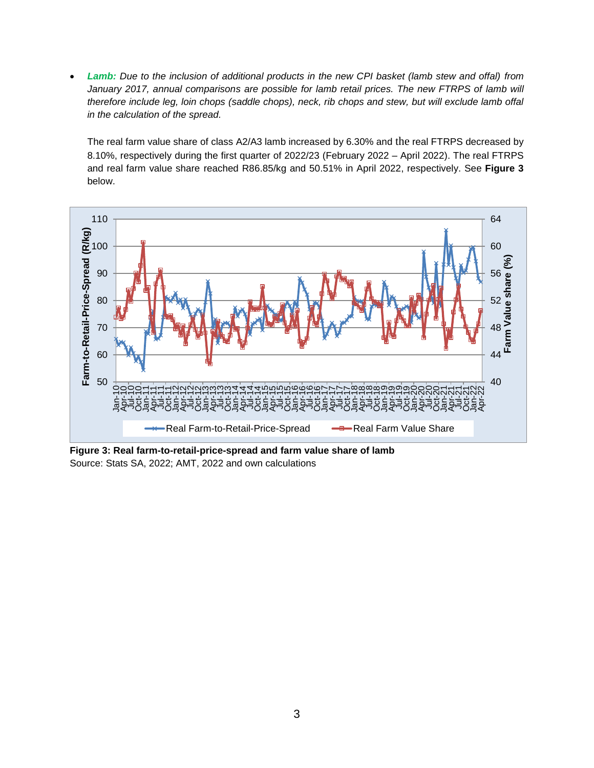- ***Lamb:*** *Due to the inclusion of additional products in the new CPI basket (lamb stew and offal) from January 2017, annual comparisons are possible for lamb retail prices. The new FTRPS of lamb will therefore include leg, loin chops (saddle chops), neck, rib chops and stew, but will exclude lamb offal in the calculation of the spread.*

  The real farm value share of class A2/A3 lamb increased by 6.30% and the real FTRPS decreased by 8.10%, respectively during the first quarter of 2022/23 (February 2022 – April 2022). The real FTRPS and real farm value share reached R86.85/kg and 50.51% in April 2022, respectively. See **Figure 3** below.

**Figure 3: Real farm-to-retail-price-spread and farm value share of lamb**
Source: Stats SA, 2022; AMT, 2022 and own calculations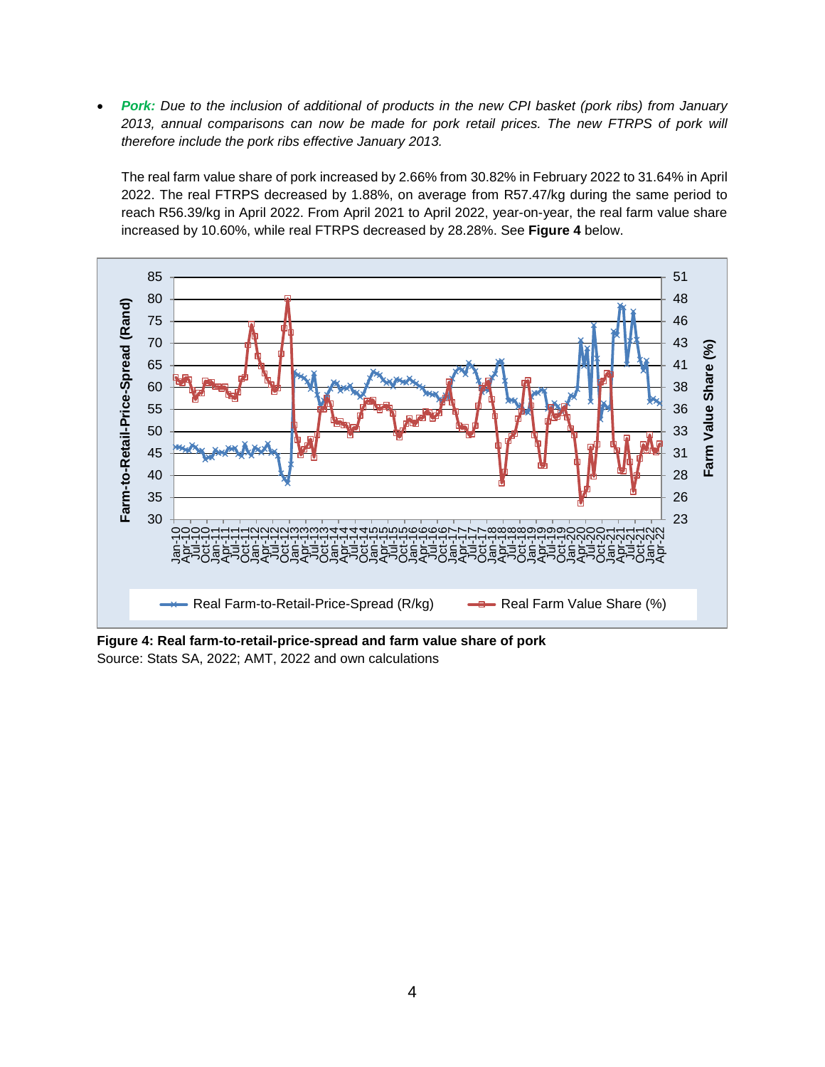- ***Pork:*** *Due to the inclusion of additional of products in the new CPI basket (pork ribs) from January 2013, annual comparisons can now be made for pork retail prices. The new FTRPS of pork will therefore include the pork ribs effective January 2013.*

  The real farm value share of pork increased by 2.66% from 30.82% in February 2022 to 31.64% in April 2022. The real FTRPS decreased by 1.88%, on average from R57.47/kg during the same period to reach R56.39/kg in April 2022. From April 2021 to April 2022, year-on-year, the real farm value share increased by 10.60%, while real FTRPS decreased by 28.28%. See **Figure 4** below.

**Figure 4: Real farm-to-retail-price-spread and farm value share of pork**
Source: Stats SA, 2022; AMT, 2022 and own calculations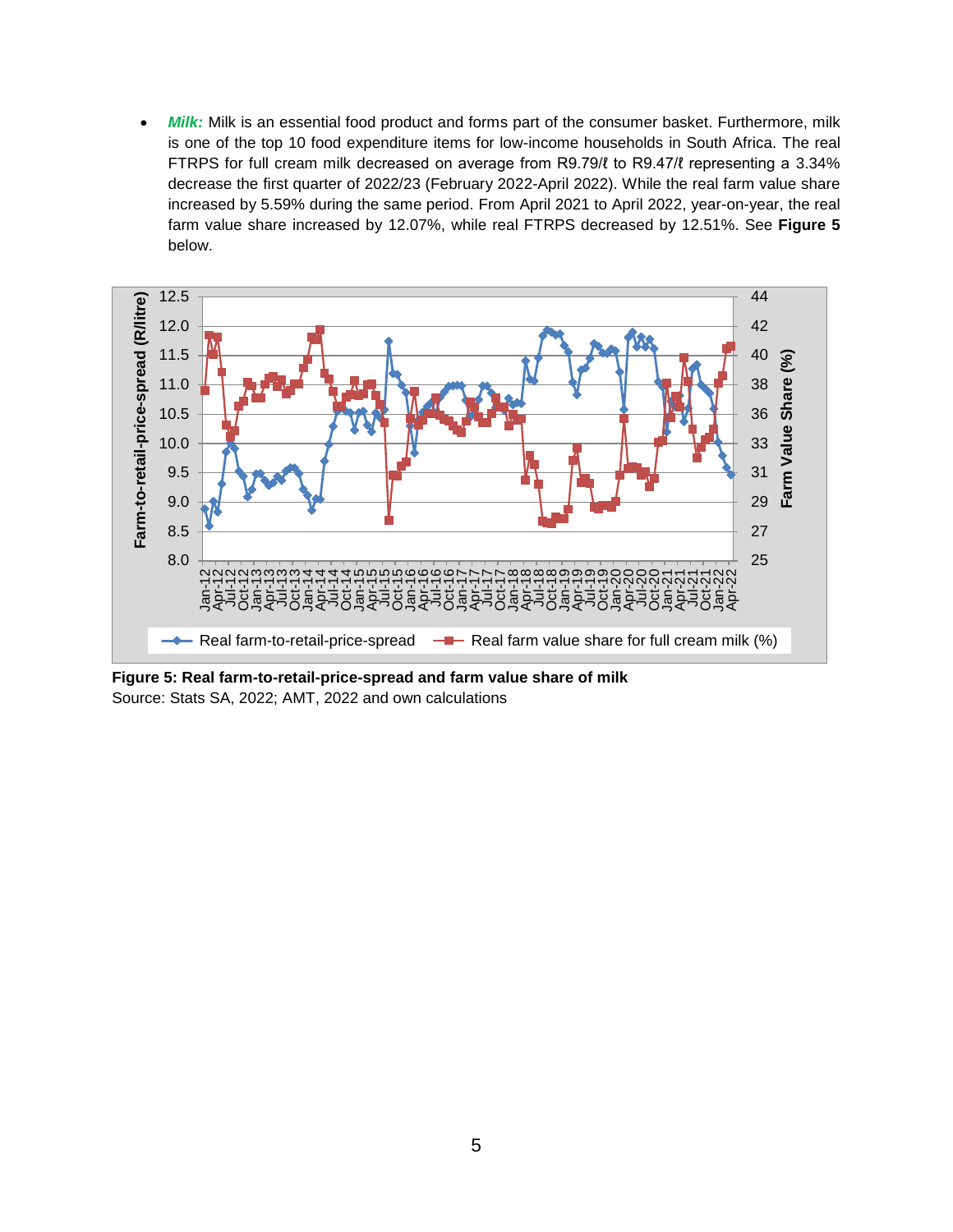- ***Milk:*** Milk is an essential food product and forms part of the consumer basket. Furthermore, milk is one of the top 10 food expenditure items for low-income households in South Africa. The real FTRPS for full cream milk decreased on average from R9.79/ℓ to R9.47/ℓ representing a 3.34% decrease the first quarter of 2022/23 (February 2022-April 2022). While the real farm value share increased by 5.59% during the same period. From April 2021 to April 2022, year-on-year, the real farm value share increased by 12.07%, while real FTRPS decreased by 12.51%. See **Figure 5** below.

**Figure 5: Real farm-to-retail-price-spread and farm value share of milk**
Source: Stats SA, 2022; AMT, 2022 and own calculations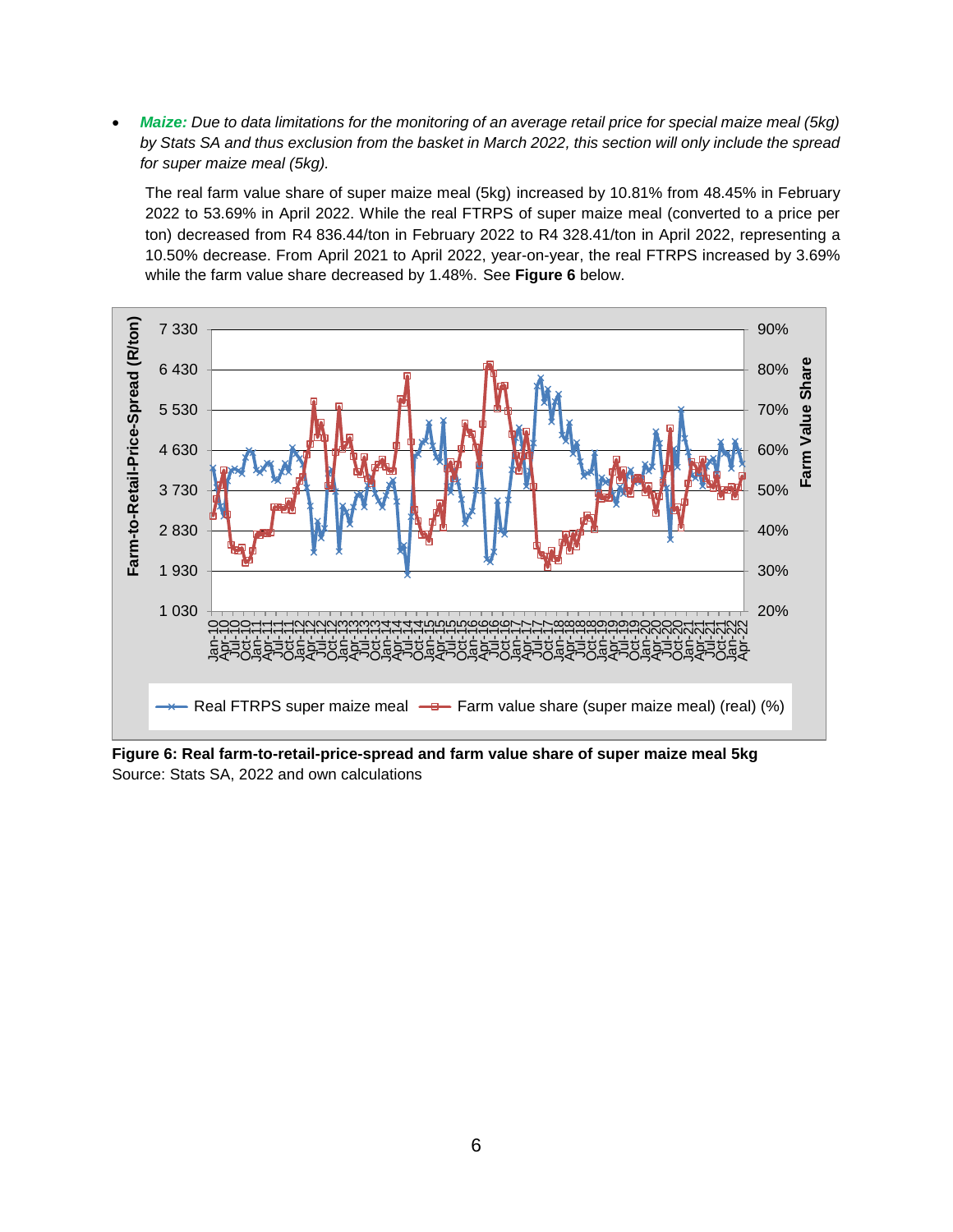- ***Maize:*** *Due to data limitations for the monitoring of an average retail price for special maize meal (5kg) by Stats SA and thus exclusion from the basket in March 2022, this section will only include the spread for super maize meal (5kg).*

  The real farm value share of super maize meal (5kg) increased by 10.81% from 48.45% in February 2022 to 53.69% in April 2022. While the real FTRPS of super maize meal (converted to a price per ton) decreased from R4 836.44/ton in February 2022 to R4 328.41/ton in April 2022, representing a 10.50% decrease. From April 2021 to April 2022, year-on-year, the real FTRPS increased by 3.69% while the farm value share decreased by 1.48%. See **Figure 6** below.

**Figure 6: Real farm-to-retail-price-spread and farm value share of super maize meal 5kg**
Source: Stats SA, 2022 and own calculations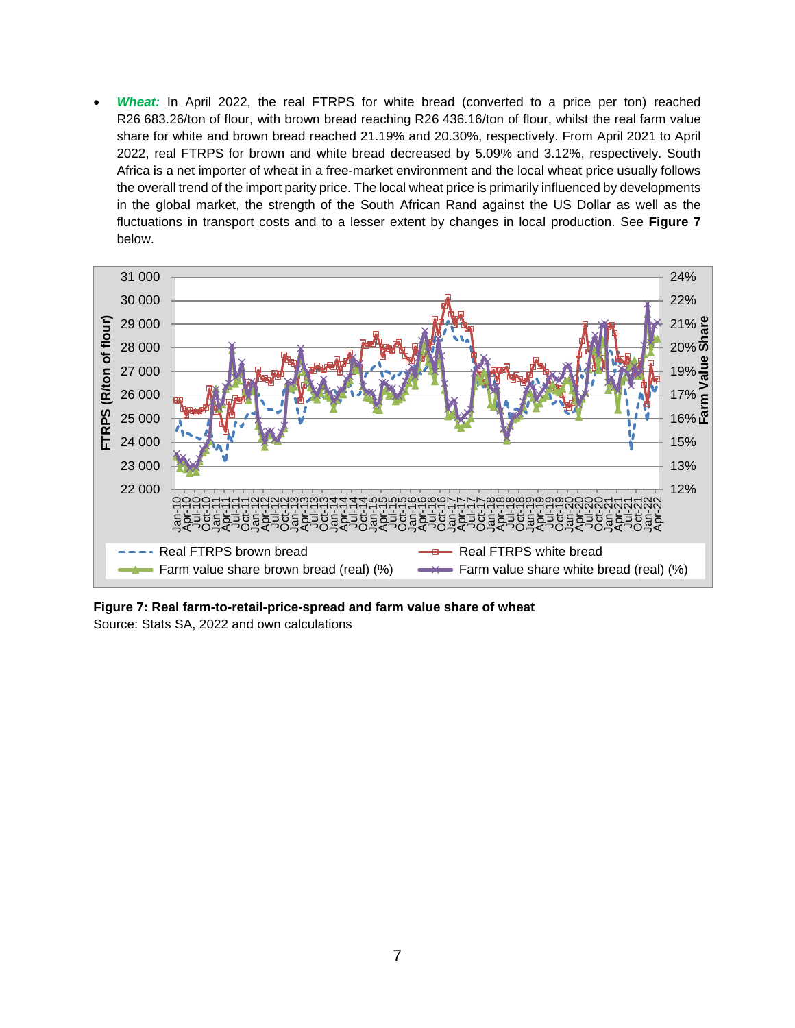- ***Wheat:*** In April 2022, the real FTRPS for white bread (converted to a price per ton) reached R26 683.26/ton of flour, with brown bread reaching R26 436.16/ton of flour, whilst the real farm value share for white and brown bread reached 21.19% and 20.30%, respectively. From April 2021 to April 2022, real FTRPS for brown and white bread decreased by 5.09% and 3.12%, respectively. South Africa is a net importer of wheat in a free-market environment and the local wheat price usually follows the overall trend of the import parity price. The local wheat price is primarily influenced by developments in the global market, the strength of the South African Rand against the US Dollar as well as the fluctuations in transport costs and to a lesser extent by changes in local production. See **Figure 7** below.

**Figure 7: Real farm-to-retail-price-spread and farm value share of wheat**
Source: Stats SA, 2022 and own calculations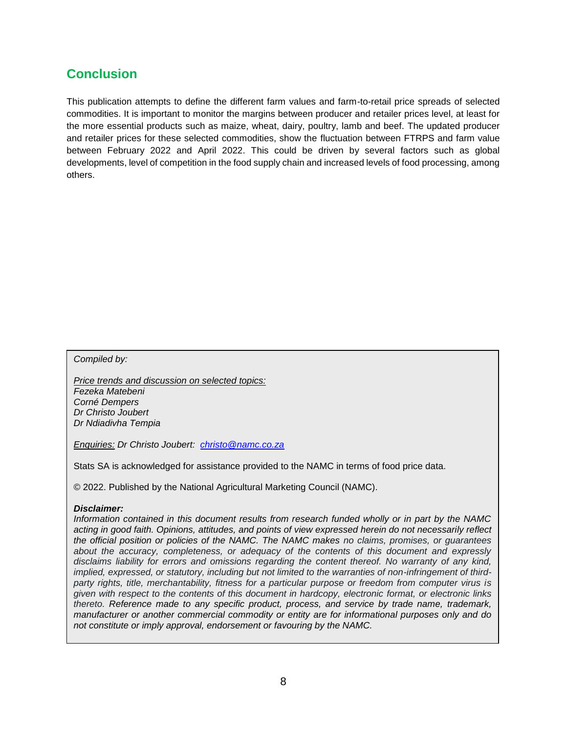## Conclusion

This publication attempts to define the different farm values and farm-to-retail price spreads of selected commodities. It is important to monitor the margins between producer and retailer prices level, at least for the more essential products such as maize, wheat, dairy, poultry, lamb and beef. The updated producer and retailer prices for these selected commodities, show the fluctuation between FTRPS and farm value between February 2022 and April 2022. This could be driven by several factors such as global developments, level of competition in the food supply chain and increased levels of food processing, among others.

*Compiled by:*

*Price trends and discussion on selected topics:*
*Fezeka Matebeni*
*Corné Dempers*
*Dr Christo Joubert*
*Dr Ndiadivha Tempia*

*Enquiries: Dr Christo Joubert: [christo@namc.co.za](mailto:christo@namc.co.za)*

Stats SA is acknowledged for assistance provided to the NAMC in terms of food price data.

© 2022. Published by the National Agricultural Marketing Council (NAMC).

***Disclaimer:***
*Information contained in this document results from research funded wholly or in part by the NAMC acting in good faith. Opinions, attitudes, and points of view expressed herein do not necessarily reflect the official position or policies of the NAMC. The NAMC makes no claims, promises, or guarantees about the accuracy, completeness, or adequacy of the contents of this document and expressly disclaims liability for errors and omissions regarding the content thereof. No warranty of any kind, implied, expressed, or statutory, including but not limited to the warranties of non-infringement of third-party rights, title, merchantability, fitness for a particular purpose or freedom from computer virus is given with respect to the contents of this document in hardcopy, electronic format, or electronic links thereto. Reference made to any specific product, process, and service by trade name, trademark, manufacturer or another commercial commodity or entity are for informational purposes only and do not constitute or imply approval, endorsement or favouring by the NAMC.*